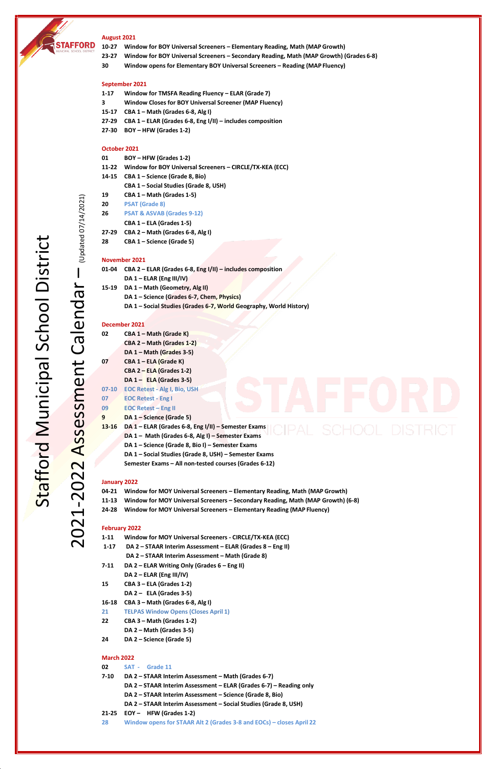# Stafford Municipal School District

## 2021-2022 Assessment Calendar – (Updated 07/14/2021)

### August 2021

- **10-27** Window for BOY Universal Screeners – Elementary Reading, Math (MAP Growth)
- **23-27** Window for BOY Universal Screeners – Secondary Reading, Math (MAP Growth) (Grades 6-8)
- **30** Window opens for Elementary BOY Universal Screeners – Reading (MAP Fluency)

### September 2021

- **1-17** Window for TMSFA Reading Fluency – ELAR (Grade 7)
- **3** Window Closes for BOY Universal Screener (MAP Fluency)
- **15-17** CBA 1 – Math (Grades 6-8, Alg I)
- **27-29** CBA 1 – ELAR (Grades 6-8, Eng I/II) – includes composition
- **27-30** BOY – HFW (Grades 1-2)

### October 2021

- **01** BOY – HFW (Grades 1-2)
- **11-22** Window for BOY Universal Screeners – CIRCLE/TX-KEA (ECC)
- **14-15** CBA 1 – Science (Grade 8, Bio)
  - CBA 1 – Social Studies (Grade 8, USH)
- **19** CBA 1 – Math (Grades 1-5)
- **20** PSAT (Grade 8)
- **26** PSAT & ASVAB (Grades 9-12)
  - CBA 1 – ELA (Grades 1-5)
- **27-29** CBA 2 – Math (Grades 6-8, Alg I)
- **28** CBA 1 – Science (Grade 5)

### November 2021

- **01-04** CBA 2 – ELAR (Grades 6-8, Eng I/II) – includes composition
  - DA 1 – ELAR (Eng III/IV)
- **15-19** DA 1 – Math (Geometry, Alg II)
  - DA 1 – Science (Grades 6-7, Chem, Physics)
  - DA 1 – Social Studies (Grades 6-7, World Geography, World History)

### December 2021

- **02** CBA 1 – Math (Grade K)
  - CBA 2 – Math (Grades 1-2)
  - DA 1 – Math (Grades 3-5)
- **07** CBA 1 – ELA (Grade K)
  - CBA 2 – ELA (Grades 1-2)
  - DA 1 – ELA (Grades 3-5)
- **07-10** EOC Retest - Alg I, Bio, USH
- **07** EOC Retest - Eng I
- **09** EOC Retest – Eng II
- **9** DA 1 – Science (Grade 5)
- **13-16** DA 1 – ELAR (Grades 6-8, Eng I/II) – Semester Exams
  - DA 1 – Math (Grades 6-8, Alg I) – Semester Exams
  - DA 1 – Science (Grade 8, Bio I) – Semester Exams
  - DA 1 – Social Studies (Grade 8, USH) – Semester Exams
  - Semester Exams – All non-tested courses (Grades 6-12)

### January 2022

- **04-21** Window for MOY Universal Screeners – Elementary Reading, Math (MAP Growth)
- **11-13** Window for MOY Universal Screeners – Secondary Reading, Math (MAP Growth) (6-8)
- **24-28** Window for MOY Universal Screeners – Elementary Reading (MAP Fluency)

### February 2022

- **1-11** Window for MOY Universal Screeners - CIRCLE/TX-KEA (ECC)
- **1-17** DA 2 – STAAR Interim Assessment – ELAR (Grades 8 – Eng II)
  - DA 2 – STAAR Interim Assessment – Math (Grade 8)
- **7-11** DA 2 – ELAR Writing Only (Grades 6 – Eng II)
  - DA 2 – ELAR (Eng III/IV)
- **15** CBA 3 – ELA (Grades 1-2)
  - DA 2 – ELA (Grades 3-5)
- **16-18** CBA 3 – Math (Grades 6-8, Alg I)
- **21** TELPAS Window Opens (Closes April 1)
- **22** CBA 3 – Math (Grades 1-2)
  - DA 2 – Math (Grades 3-5)
- **24** DA 2 – Science (Grade 5)

### March 2022

- **02** SAT - Grade 11
- **7-10** DA 2 – STAAR Interim Assessment – Math (Grades 6-7)
  - DA 2 – STAAR Interim Assessment – ELAR (Grades 6-7) – Reading only
  - DA 2 – STAAR Interim Assessment – Science (Grade 8, Bio)
  - DA 2 – STAAR Interim Assessment – Social Studies (Grade 8, USH)
- **21-25** EOY – HFW (Grades 1-2)
- **28** Window opens for STAAR Alt 2 (Grades 3-8 and EOCs) – closes April 22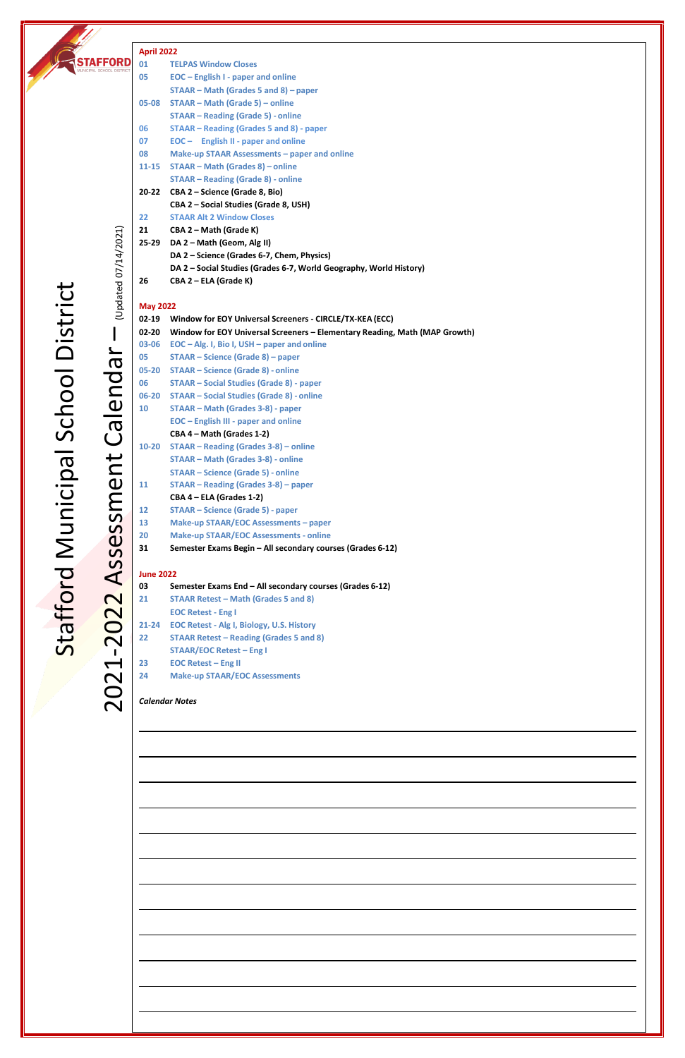# Stafford Municipal School District

## 2021-2022 Assessment Calendar – (Updated 07/14/2021)

### April 2022

| | |
|---|---|
| 01 | TELPAS Window Closes |
| 05 | EOC – English I - paper and online |
| | STAAR – Math (Grades 5 and 8) – paper |
| 05-08 | STAAR – Math (Grade 5) – online |
| | STAAR – Reading (Grade 5) - online |
| 06 | STAAR – Reading (Grades 5 and 8) - paper |
| 07 | EOC – English II - paper and online |
| 08 | Make-up STAAR Assessments – paper and online |
| 11-15 | STAAR – Math (Grades 8) – online |
| | STAAR – Reading (Grade 8) - online |
| 20-22 | **CBA 2 – Science (Grade 8, Bio)** |
| | **CBA 2 – Social Studies (Grade 8, USH)** |
| 22 | STAAR Alt 2 Window Closes |
| 21 | **CBA 2 – Math (Grade K)** |
| 25-29 | **DA 2 – Math (Geom, Alg II)** |
| | **DA 2 – Science (Grades 6-7, Chem, Physics)** |
| | **DA 2 – Social Studies (Grades 6-7, World Geography, World History)** |
| 26 | **CBA 2 – ELA (Grade K)** |

### May 2022

| | |
|---|---|
| 02-19 | **Window for EOY Universal Screeners - CIRCLE/TX-KEA (ECC)** |
| 02-20 | **Window for EOY Universal Screeners – Elementary Reading, Math (MAP Growth)** |
| 03-06 | EOC – Alg. I, Bio I, USH – paper and online |
| 05 | STAAR – Science (Grade 8) – paper |
| 05-20 | STAAR – Science (Grade 8) - online |
| 06 | STAAR – Social Studies (Grade 8) - paper |
| 06-20 | STAAR – Social Studies (Grade 8) - online |
| 10 | STAAR – Math (Grades 3-8) - paper |
| | EOC – English III - paper and online |
| | **CBA 4 – Math (Grades 1-2)** |
| 10-20 | STAAR – Reading (Grades 3-8) – online |
| | STAAR – Math (Grades 3-8) - online |
| | STAAR – Science (Grade 5) - online |
| 11 | STAAR – Reading (Grades 3-8) – paper |
| | **CBA 4 – ELA (Grades 1-2)** |
| 12 | STAAR – Science (Grade 5) - paper |
| 13 | Make-up STAAR/EOC Assessments – paper |
| 20 | Make-up STAAR/EOC Assessments - online |
| 31 | **Semester Exams Begin – All secondary courses (Grades 6-12)** |

### June 2022

| | |
|---|---|
| 03 | **Semester Exams End – All secondary courses (Grades 6-12)** |
| 21 | STAAR Retest – Math (Grades 5 and 8) |
| | EOC Retest - Eng I |
| 21-24 | EOC Retest - Alg I, Biology, U.S. History |
| 22 | STAAR Retest – Reading (Grades 5 and 8) |
| | STAAR/EOC Retest – Eng I |
| 23 | EOC Retest – Eng II |
| 24 | Make-up STAAR/EOC Assessments |

*Calendar Notes*